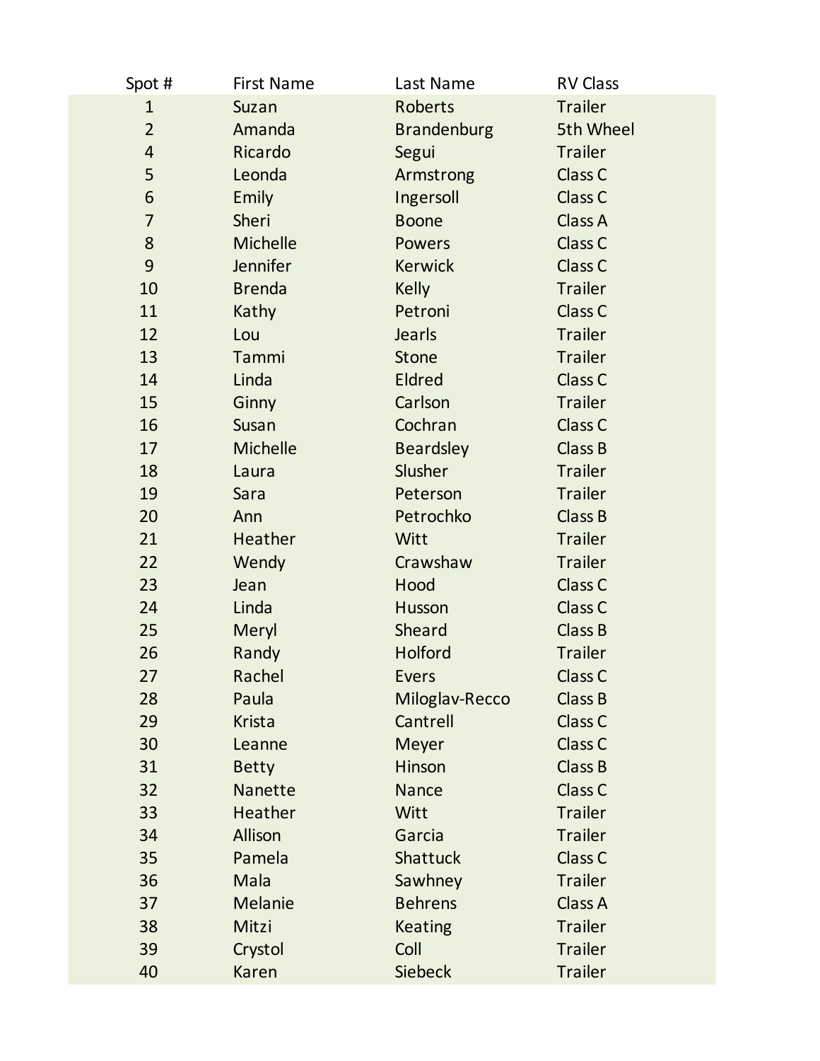| Spot # | First Name | Last Name | RV Class |
|---|---|---|---|
| 1 | Suzan | Roberts | Trailer |
| 2 | Amanda | Brandenburg | 5th Wheel |
| 4 | Ricardo | Segui | Trailer |
| 5 | Leonda | Armstrong | Class C |
| 6 | Emily | Ingersoll | Class C |
| 7 | Sheri | Boone | Class A |
| 8 | Michelle | Powers | Class C |
| 9 | Jennifer | Kerwick | Class C |
| 10 | Brenda | Kelly | Trailer |
| 11 | Kathy | Petroni | Class C |
| 12 | Lou | Jearls | Trailer |
| 13 | Tammi | Stone | Trailer |
| 14 | Linda | Eldred | Class C |
| 15 | Ginny | Carlson | Trailer |
| 16 | Susan | Cochran | Class C |
| 17 | Michelle | Beardsley | Class B |
| 18 | Laura | Slusher | Trailer |
| 19 | Sara | Peterson | Trailer |
| 20 | Ann | Petrochko | Class B |
| 21 | Heather | Witt | Trailer |
| 22 | Wendy | Crawshaw | Trailer |
| 23 | Jean | Hood | Class C |
| 24 | Linda | Husson | Class C |
| 25 | Meryl | Sheard | Class B |
| 26 | Randy | Holford | Trailer |
| 27 | Rachel | Evers | Class C |
| 28 | Paula | Miloglav-Recco | Class B |
| 29 | Krista | Cantrell | Class C |
| 30 | Leanne | Meyer | Class C |
| 31 | Betty | Hinson | Class B |
| 32 | Nanette | Nance | Class C |
| 33 | Heather | Witt | Trailer |
| 34 | Allison | Garcia | Trailer |
| 35 | Pamela | Shattuck | Class C |
| 36 | Mala | Sawhney | Trailer |
| 37 | Melanie | Behrens | Class A |
| 38 | Mitzi | Keating | Trailer |
| 39 | Crystol | Coll | Trailer |
| 40 | Karen | Siebeck | Trailer |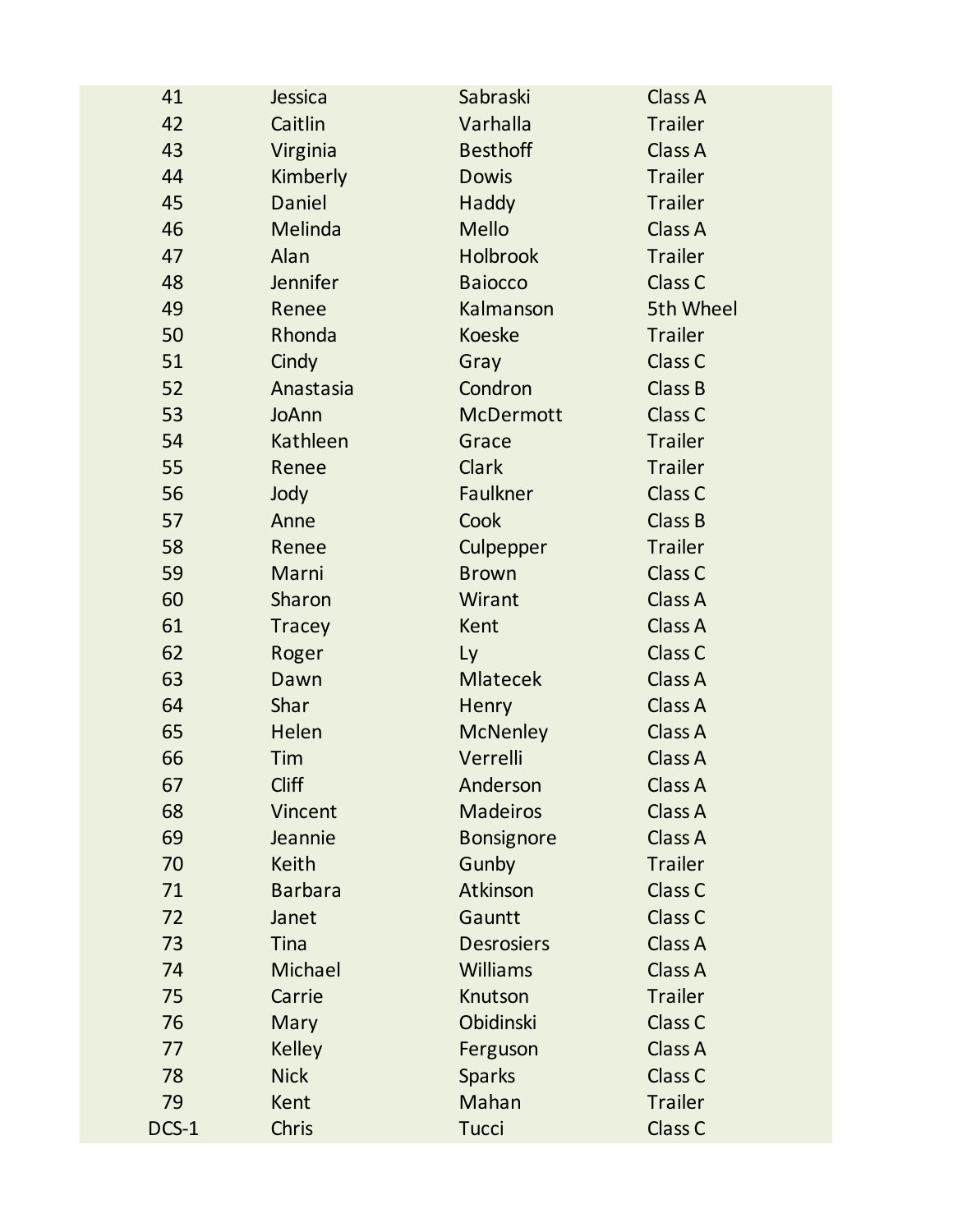| | | | |
|---|---|---|---|
| 41 | Jessica | Sabraski | Class A |
| 42 | Caitlin | Varhalla | Trailer |
| 43 | Virginia | Besthoff | Class A |
| 44 | Kimberly | Dowis | Trailer |
| 45 | Daniel | Haddy | Trailer |
| 46 | Melinda | Mello | Class A |
| 47 | Alan | Holbrook | Trailer |
| 48 | Jennifer | Baiocco | Class C |
| 49 | Renee | Kalmanson | 5th Wheel |
| 50 | Rhonda | Koeske | Trailer |
| 51 | Cindy | Gray | Class C |
| 52 | Anastasia | Condron | Class B |
| 53 | JoAnn | McDermott | Class C |
| 54 | Kathleen | Grace | Trailer |
| 55 | Renee | Clark | Trailer |
| 56 | Jody | Faulkner | Class C |
| 57 | Anne | Cook | Class B |
| 58 | Renee | Culpepper | Trailer |
| 59 | Marni | Brown | Class C |
| 60 | Sharon | Wirant | Class A |
| 61 | Tracey | Kent | Class A |
| 62 | Roger | Ly | Class C |
| 63 | Dawn | Mlatecek | Class A |
| 64 | Shar | Henry | Class A |
| 65 | Helen | McNenley | Class A |
| 66 | Tim | Verrelli | Class A |
| 67 | Cliff | Anderson | Class A |
| 68 | Vincent | Madeiros | Class A |
| 69 | Jeannie | Bonsignore | Class A |
| 70 | Keith | Gunby | Trailer |
| 71 | Barbara | Atkinson | Class C |
| 72 | Janet | Gauntt | Class C |
| 73 | Tina | Desrosiers | Class A |
| 74 | Michael | Williams | Class A |
| 75 | Carrie | Knutson | Trailer |
| 76 | Mary | Obidinski | Class C |
| 77 | Kelley | Ferguson | Class A |
| 78 | Nick | Sparks | Class C |
| 79 | Kent | Mahan | Trailer |
| DCS-1 | Chris | Tucci | Class C |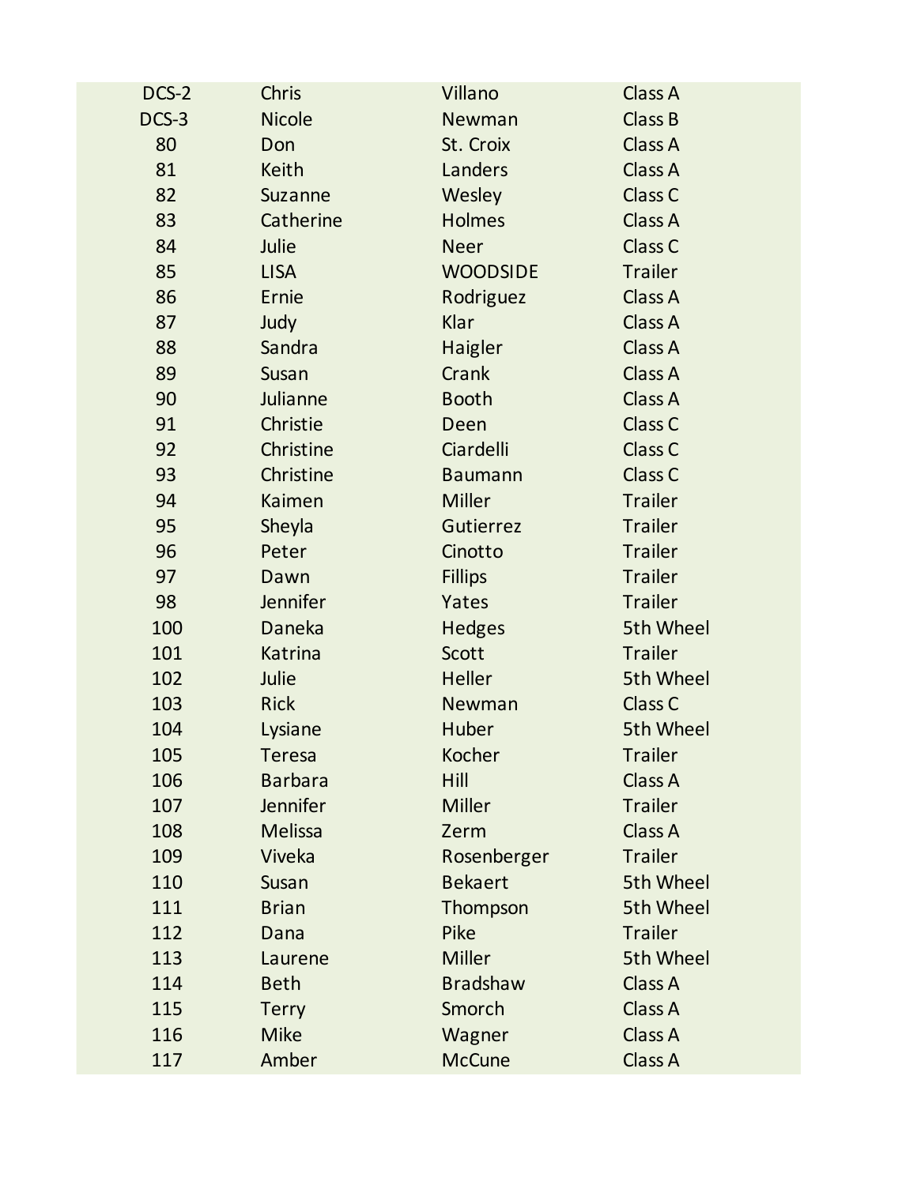| | | | |
|---|---|---|---|
| DCS-2 | Chris | Villano | Class A |
| DCS-3 | Nicole | Newman | Class B |
| 80 | Don | St. Croix | Class A |
| 81 | Keith | Landers | Class A |
| 82 | Suzanne | Wesley | Class C |
| 83 | Catherine | Holmes | Class A |
| 84 | Julie | Neer | Class C |
| 85 | LISA | WOODSIDE | Trailer |
| 86 | Ernie | Rodriguez | Class A |
| 87 | Judy | Klar | Class A |
| 88 | Sandra | Haigler | Class A |
| 89 | Susan | Crank | Class A |
| 90 | Julianne | Booth | Class A |
| 91 | Christie | Deen | Class C |
| 92 | Christine | Ciardelli | Class C |
| 93 | Christine | Baumann | Class C |
| 94 | Kaimen | Miller | Trailer |
| 95 | Sheyla | Gutierrez | Trailer |
| 96 | Peter | Cinotto | Trailer |
| 97 | Dawn | Fillips | Trailer |
| 98 | Jennifer | Yates | Trailer |
| 100 | Daneka | Hedges | 5th Wheel |
| 101 | Katrina | Scott | Trailer |
| 102 | Julie | Heller | 5th Wheel |
| 103 | Rick | Newman | Class C |
| 104 | Lysiane | Huber | 5th Wheel |
| 105 | Teresa | Kocher | Trailer |
| 106 | Barbara | Hill | Class A |
| 107 | Jennifer | Miller | Trailer |
| 108 | Melissa | Zerm | Class A |
| 109 | Viveka | Rosenberger | Trailer |
| 110 | Susan | Bekaert | 5th Wheel |
| 111 | Brian | Thompson | 5th Wheel |
| 112 | Dana | Pike | Trailer |
| 113 | Laurene | Miller | 5th Wheel |
| 114 | Beth | Bradshaw | Class A |
| 115 | Terry | Smorch | Class A |
| 116 | Mike | Wagner | Class A |
| 117 | Amber | McCune | Class A |